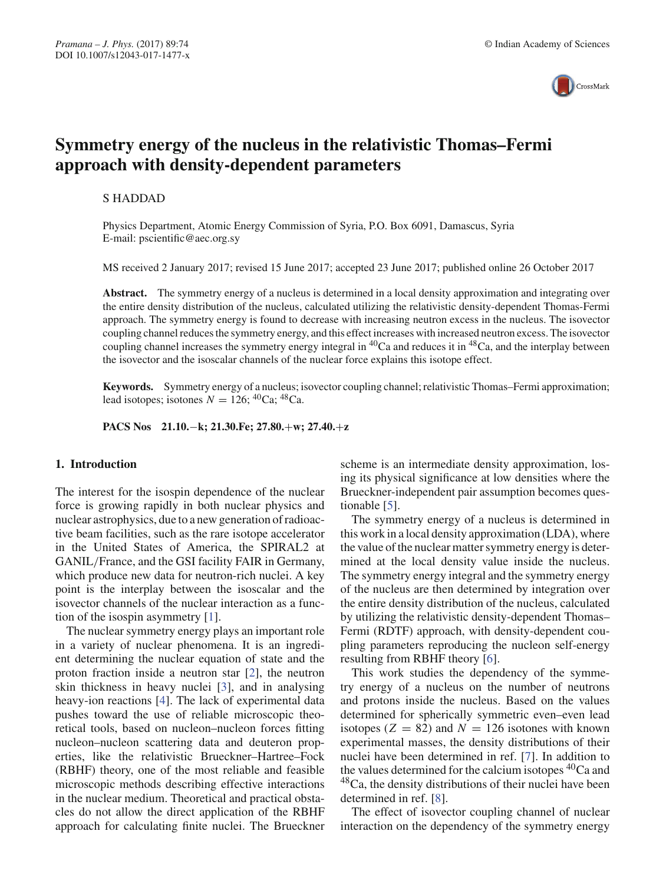# Symmetry energy of the nucleus in the relativistic Thomas–Fermi approach with density-dependent parameters

S HADDAD

Physics Department, Atomic Energy Commission of Syria, P.O. Box 6091, Damascus, Syria
E-mail: pscientific@aec.org.sy

MS received 2 January 2017; revised 15 June 2017; accepted 23 June 2017; published online 26 October 2017

**Abstract.** The symmetry energy of a nucleus is determined in a local density approximation and integrating over the entire density distribution of the nucleus, calculated utilizing the relativistic density-dependent Thomas-Fermi approach. The symmetry energy is found to decrease with increasing neutron excess in the nucleus. The isovector coupling channel reduces the symmetry energy, and this effect increases with increased neutron excess. The isovector coupling channel increases the symmetry energy integral in $^{40}$Ca and reduces it in $^{48}$Ca, and the interplay between the isovector and the isoscalar channels of the nuclear force explains this isotope effect.

**Keywords.** Symmetry energy of a nucleus; isovector coupling channel; relativistic Thomas–Fermi approximation; lead isotopes; isotones $N = 126$; $^{40}$Ca; $^{48}$Ca.

**PACS Nos** 21.10.−k; 21.30.Fe; 27.80.+w; 27.40.+z

## 1. Introduction

The interest for the isospin dependence of the nuclear force is growing rapidly in both nuclear physics and nuclear astrophysics, due to a new generation of radioactive beam facilities, such as the rare isotope accelerator in the United States of America, the SPIRAL2 at GANIL/France, and the GSI facility FAIR in Germany, which produce new data for neutron-rich nuclei. A key point is the interplay between the isoscalar and the isovector channels of the nuclear interaction as a function of the isospin asymmetry [1].

The nuclear symmetry energy plays an important role in a variety of nuclear phenomena. It is an ingredient determining the nuclear equation of state and the proton fraction inside a neutron star [2], the neutron skin thickness in heavy nuclei [3], and in analysing heavy-ion reactions [4]. The lack of experimental data pushes toward the use of reliable microscopic theoretical tools, based on nucleon–nucleon forces fitting nucleon–nucleon scattering data and deuteron properties, like the relativistic Brueckner–Hartree–Fock (RBHF) theory, one of the most reliable and feasible microscopic methods describing effective interactions in the nuclear medium. Theoretical and practical obstacles do not allow the direct application of the RBHF approach for calculating finite nuclei. The Brueckner scheme is an intermediate density approximation, losing its physical significance at low densities where the Brueckner-independent pair assumption becomes questionable [5].

The symmetry energy of a nucleus is determined in this work in a local density approximation (LDA), where the value of the nuclear matter symmetry energy is determined at the local density value inside the nucleus. The symmetry energy integral and the symmetry energy of the nucleus are then determined by integration over the entire density distribution of the nucleus, calculated by utilizing the relativistic density-dependent Thomas–Fermi (RDTF) approach, with density-dependent coupling parameters reproducing the nucleon self-energy resulting from RBHF theory [6].

This work studies the dependency of the symmetry energy of a nucleus on the number of neutrons and protons inside the nucleus. Based on the values determined for spherically symmetric even–even lead isotopes ($Z = 82$) and $N = 126$ isotones with known experimental masses, the density distributions of their nuclei have been determined in ref. [7]. In addition to the values determined for the calcium isotopes $^{40}$Ca and $^{48}$Ca, the density distributions of their nuclei have been determined in ref. [8].

The effect of isovector coupling channel of nuclear interaction on the dependency of the symmetry energy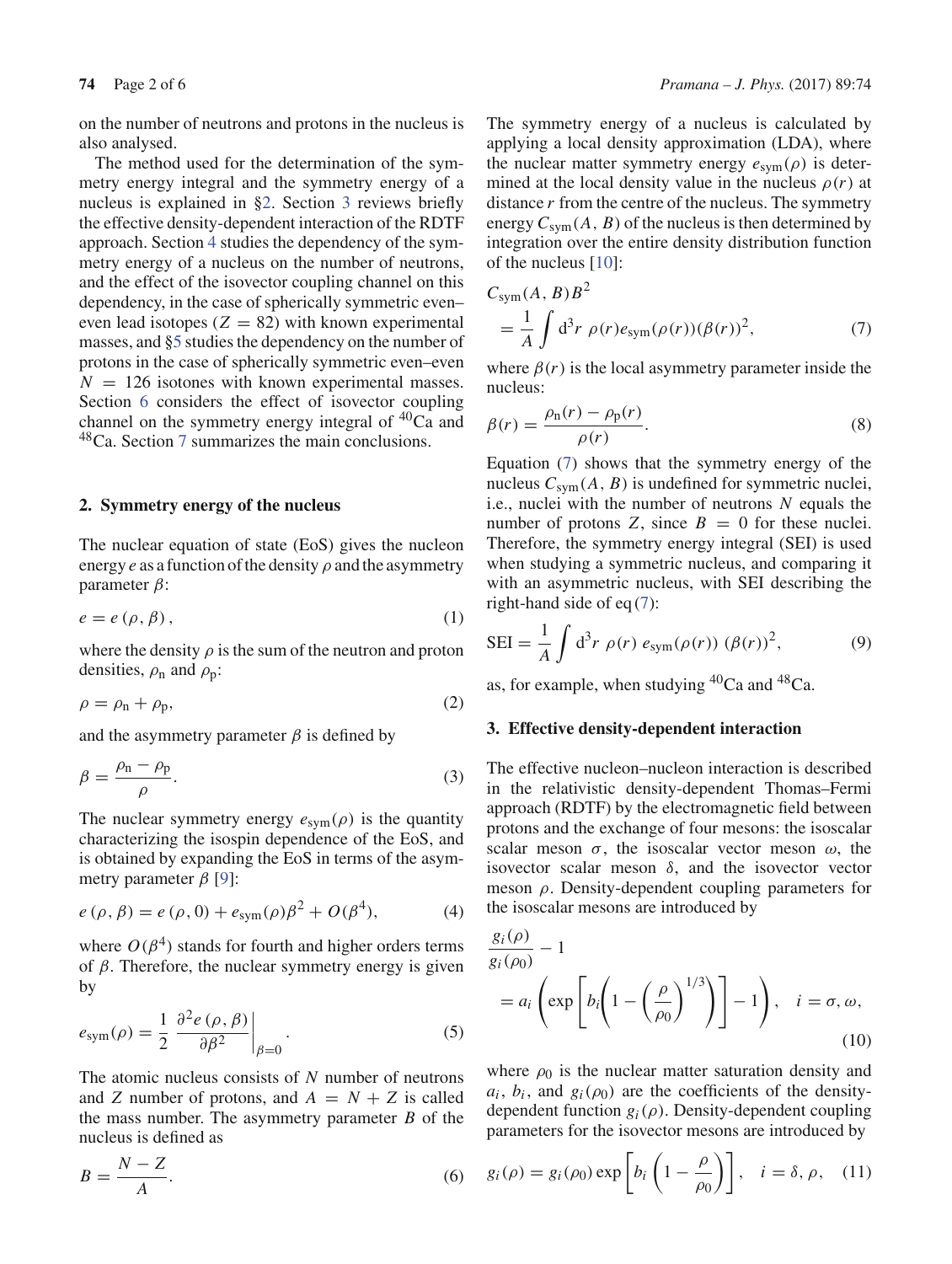on the number of neutrons and protons in the nucleus is also analysed.

The method used for the determination of the symmetry energy integral and the symmetry energy of a nucleus is explained in §2. Section 3 reviews briefly the effective density-dependent interaction of the RDTF approach. Section 4 studies the dependency of the symmetry energy of a nucleus on the number of neutrons, and the effect of the isovector coupling channel on this dependency, in the case of spherically symmetric even–even lead isotopes ($Z = 82$) with known experimental masses, and §5 studies the dependency on the number of protons in the case of spherically symmetric even–even $N = 126$ isotones with known experimental masses. Section 6 considers the effect of isovector coupling channel on the symmetry energy integral of $^{40}$Ca and $^{48}$Ca. Section 7 summarizes the main conclusions.

## 2. Symmetry energy of the nucleus

The nuclear equation of state (EoS) gives the nucleon energy $e$ as a function of the density $\rho$ and the asymmetry parameter $\beta$:

$$e = e(\rho, \beta), \tag{1}$$

where the density $\rho$ is the sum of the neutron and proton densities, $\rho_n$ and $\rho_p$:

$$\rho = \rho_n + \rho_p, \tag{2}$$

and the asymmetry parameter $\beta$ is defined by

$$\beta = \frac{\rho_n - \rho_p}{\rho}. \tag{3}$$

The nuclear symmetry energy $e_{\text{sym}}(\rho)$ is the quantity characterizing the isospin dependence of the EoS, and is obtained by expanding the EoS in terms of the asymmetry parameter $\beta$ [9]:

$$e(\rho, \beta) = e(\rho, 0) + e_{\text{sym}}(\rho)\beta^2 + O(\beta^4), \tag{4}$$

where $O(\beta^4)$ stands for fourth and higher orders terms of $\beta$. Therefore, the nuclear symmetry energy is given by

$$e_{\text{sym}}(\rho) = \frac{1}{2} \left. \frac{\partial^2 e(\rho, \beta)}{\partial \beta^2} \right|_{\beta=0}. \tag{5}$$

The atomic nucleus consists of $N$ number of neutrons and $Z$ number of protons, and $A = N + Z$ is called the mass number. The asymmetry parameter $B$ of the nucleus is defined as

$$B = \frac{N - Z}{A}. \tag{6}$$

The symmetry energy of a nucleus is calculated by applying a local density approximation (LDA), where the nuclear matter symmetry energy $e_{\text{sym}}(\rho)$ is determined at the local density value in the nucleus $\rho(r)$ at distance $r$ from the centre of the nucleus. The symmetry energy $C_{\text{sym}}(A, B)$ of the nucleus is then determined by integration over the entire density distribution function of the nucleus [10]:

$$C_{\text{sym}}(A, B)B^2 = \frac{1}{A} \int \mathrm{d}^3 r \; \rho(r) e_{\text{sym}}(\rho(r))(\beta(r))^2, \tag{7}$$

where $\beta(r)$ is the local asymmetry parameter inside the nucleus:

$$\beta(r) = \frac{\rho_n(r) - \rho_p(r)}{\rho(r)}. \tag{8}$$

Equation (7) shows that the symmetry energy of the nucleus $C_{\text{sym}}(A, B)$ is undefined for symmetric nuclei, i.e., nuclei with the number of neutrons $N$ equals the number of protons $Z$, since $B = 0$ for these nuclei. Therefore, the symmetry energy integral (SEI) is used when studying a symmetric nucleus, and comparing it with an asymmetric nucleus, with SEI describing the right-hand side of eq (7):

$$\text{SEI} = \frac{1}{A} \int \mathrm{d}^3 r \; \rho(r) \; e_{\text{sym}}(\rho(r)) \; (\beta(r))^2, \tag{9}$$

as, for example, when studying $^{40}$Ca and $^{48}$Ca.

## 3. Effective density-dependent interaction

The effective nucleon–nucleon interaction is described in the relativistic density-dependent Thomas–Fermi approach (RDTF) by the electromagnetic field between protons and the exchange of four mesons: the isoscalar scalar meson $\sigma$, the isoscalar vector meson $\omega$, the isovector scalar meson $\delta$, and the isovector vector meson $\rho$. Density-dependent coupling parameters for the isoscalar mesons are introduced by

$$\frac{g_i(\rho)}{g_i(\rho_0)} - 1 = a_i \left( \exp\left[ b_i \left( 1 - \left( \frac{\rho}{\rho_0} \right)^{1/3} \right) \right] - 1 \right), \quad i = \sigma, \omega, \tag{10}$$

where $\rho_0$ is the nuclear matter saturation density and $a_i$, $b_i$, and $g_i(\rho_0)$ are the coefficients of the density-dependent function $g_i(\rho)$. Density-dependent coupling parameters for the isovector mesons are introduced by

$$g_i(\rho) = g_i(\rho_0) \exp\left[ b_i \left( 1 - \frac{\rho}{\rho_0} \right) \right], \quad i = \delta, \rho, \tag{11}$$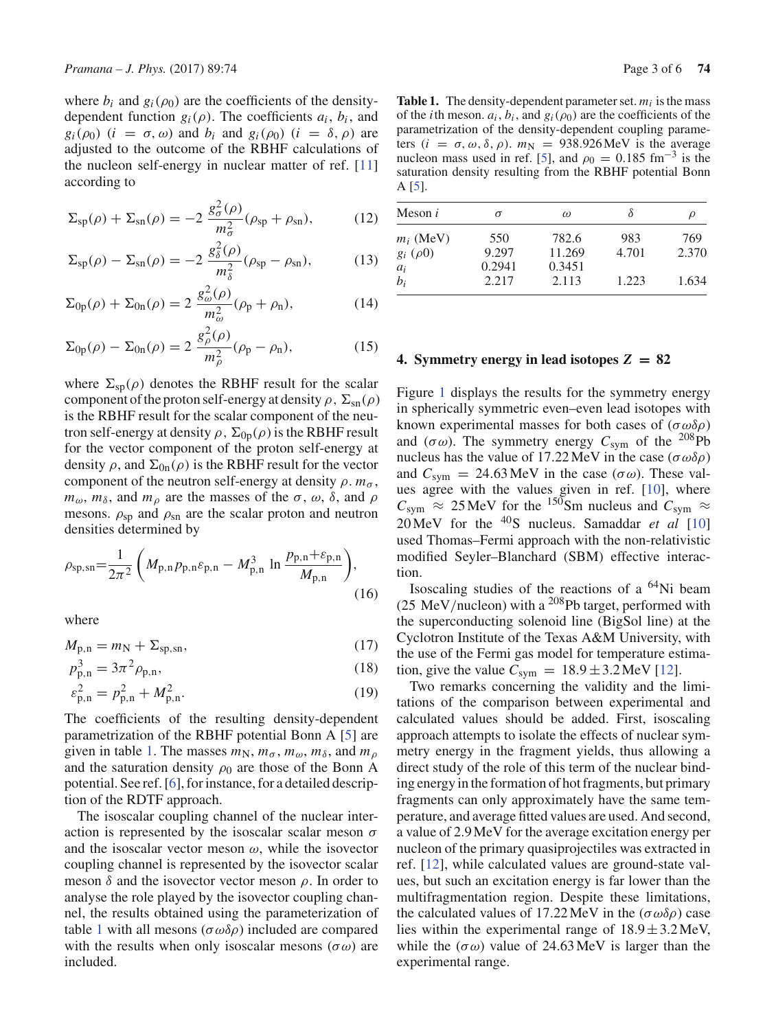where $b_i$ and $g_i(\rho_0)$ are the coefficients of the density-dependent function $g_i(\rho)$. The coefficients $a_i$, $b_i$, and $g_i(\rho_0)$ $(i = \sigma, \omega)$ and $b_i$ and $g_i(\rho_0)$ $(i = \delta, \rho)$ are adjusted to the outcome of the RBHF calculations of the nucleon self-energy in nuclear matter of ref. [11] according to

$$\Sigma_{\rm sp}(\rho) + \Sigma_{\rm sn}(\rho) = -2\,\frac{g_\sigma^2(\rho)}{m_\sigma^2}(\rho_{\rm sp} + \rho_{\rm sn}), \tag{12}$$

$$\Sigma_{\rm sp}(\rho) - \Sigma_{\rm sn}(\rho) = -2\,\frac{g_\delta^2(\rho)}{m_\delta^2}(\rho_{\rm sp} - \rho_{\rm sn}), \tag{13}$$

$$\Sigma_{\rm 0p}(\rho) + \Sigma_{\rm 0n}(\rho) = 2\,\frac{g_\omega^2(\rho)}{m_\omega^2}(\rho_{\rm p} + \rho_{\rm n}), \tag{14}$$

$$\Sigma_{\rm 0p}(\rho) - \Sigma_{\rm 0n}(\rho) = 2\,\frac{g_\rho^2(\rho)}{m_\rho^2}(\rho_{\rm p} - \rho_{\rm n}), \tag{15}$$

where $\Sigma_{\rm sp}(\rho)$ denotes the RBHF result for the scalar component of the proton self-energy at density $\rho$, $\Sigma_{\rm sn}(\rho)$ is the RBHF result for the scalar component of the neutron self-energy at density $\rho$, $\Sigma_{\rm 0p}(\rho)$ is the RBHF result for the vector component of the proton self-energy at density $\rho$, and $\Sigma_{\rm 0n}(\rho)$ is the RBHF result for the vector component of the neutron self-energy at density $\rho$. $m_\sigma$, $m_\omega$, $m_\delta$, and $m_\rho$ are the masses of the $\sigma$, $\omega$, $\delta$, and $\rho$ mesons. $\rho_{\rm sp}$ and $\rho_{\rm sn}$ are the scalar proton and neutron densities determined by

$$\rho_{\rm sp,sn} = \frac{1}{2\pi^2}\left(M_{\rm p,n}\,p_{\rm p,n}\,\varepsilon_{\rm p,n} - M_{\rm p,n}^3 \,\ln\frac{p_{\rm p,n}+\varepsilon_{\rm p,n}}{M_{\rm p,n}}\right), \tag{16}$$

where

$$M_{\rm p,n} = m_{\rm N} + \Sigma_{\rm sp,sn}, \tag{17}$$

$$p_{\rm p,n}^3 = 3\pi^2\rho_{\rm p,n}, \tag{18}$$

$$\varepsilon_{\rm p,n}^2 = p_{\rm p,n}^2 + M_{\rm p,n}^2. \tag{19}$$

The coefficients of the resulting density-dependent parametrization of the RBHF potential Bonn A [5] are given in table 1. The masses $m_{\rm N}$, $m_\sigma$, $m_\omega$, $m_\delta$, and $m_\rho$ and the saturation density $\rho_0$ are those of the Bonn A potential. See ref. [6], for instance, for a detailed description of the RDTF approach.

The isoscalar coupling channel of the nuclear interaction is represented by the isoscalar scalar meson $\sigma$ and the isoscalar vector meson $\omega$, while the isovector coupling channel is represented by the isovector scalar meson $\delta$ and the isovector vector meson $\rho$. In order to analyse the role played by the isovector coupling channel, the results obtained using the parameterization of table 1 with all mesons $(\sigma\omega\delta\rho)$ included are compared with the results when only isoscalar mesons $(\sigma\omega)$ are included.

**Table 1.** The density-dependent parameter set. $m_i$ is the mass of the $i$th meson. $a_i$, $b_i$, and $g_i(\rho_0)$ are the coefficients of the parametrization of the density-dependent coupling parameters $(i = \sigma, \omega, \delta, \rho)$. $m_{\rm N} = 938.926$ MeV is the average nucleon mass used in ref. [5], and $\rho_0 = 0.185$ fm$^{-3}$ is the saturation density resulting from the RBHF potential Bonn A [5].

| Meson $i$ | $\sigma$ | $\omega$ | $\delta$ | $\rho$ |
|---|---|---|---|---|
| $m_i$ (MeV) | 550 | 782.6 | 983 | 769 |
| $g_i$ ($\rho$0) | 9.297 | 11.269 | 4.701 | 2.370 |
| $a_i$ | 0.2941 | 0.3451 | | |
| $b_i$ | 2.217 | 2.113 | 1.223 | 1.634 |

## 4. Symmetry energy in lead isotopes $Z = 82$

Figure 1 displays the results for the symmetry energy in spherically symmetric even–even lead isotopes with known experimental masses for both cases of $(\sigma\omega\delta\rho)$ and $(\sigma\omega)$. The symmetry energy $C_{\rm sym}$ of the $^{208}$Pb nucleus has the value of 17.22 MeV in the case $(\sigma\omega\delta\rho)$ and $C_{\rm sym} = 24.63$ MeV in the case $(\sigma\omega)$. These values agree with the values given in ref. [10], where $C_{\rm sym} \approx 25$ MeV for the $^{150}$Sm nucleus and $C_{\rm sym} \approx 20$ MeV for the $^{40}$S nucleus. Samaddar *et al* [10] used Thomas–Fermi approach with the non-relativistic modified Seyler–Blanchard (SBM) effective interaction.

Isoscaling studies of the reactions of a $^{64}$Ni beam (25 MeV/nucleon) with a $^{208}$Pb target, performed with the superconducting solenoid line (BigSol line) at the Cyclotron Institute of the Texas A&M University, with the use of the Fermi gas model for temperature estimation, give the value $C_{\rm sym} = 18.9 \pm 3.2$ MeV [12].

Two remarks concerning the validity and the limitations of the comparison between experimental and calculated values should be added. First, isoscaling approach attempts to isolate the effects of nuclear symmetry energy in the fragment yields, thus allowing a direct study of the role of this term of the nuclear binding energy in the formation of hot fragments, but primary fragments can only approximately have the same temperature, and average fitted values are used. And second, a value of 2.9 MeV for the average excitation energy per nucleon of the primary quasiprojectiles was extracted in ref. [12], while calculated values are ground-state values, but such an excitation energy is far lower than the multifragmentation region. Despite these limitations, the calculated values of 17.22 MeV in the $(\sigma\omega\delta\rho)$ case lies within the experimental range of $18.9 \pm 3.2$ MeV, while the $(\sigma\omega)$ value of 24.63 MeV is larger than the experimental range.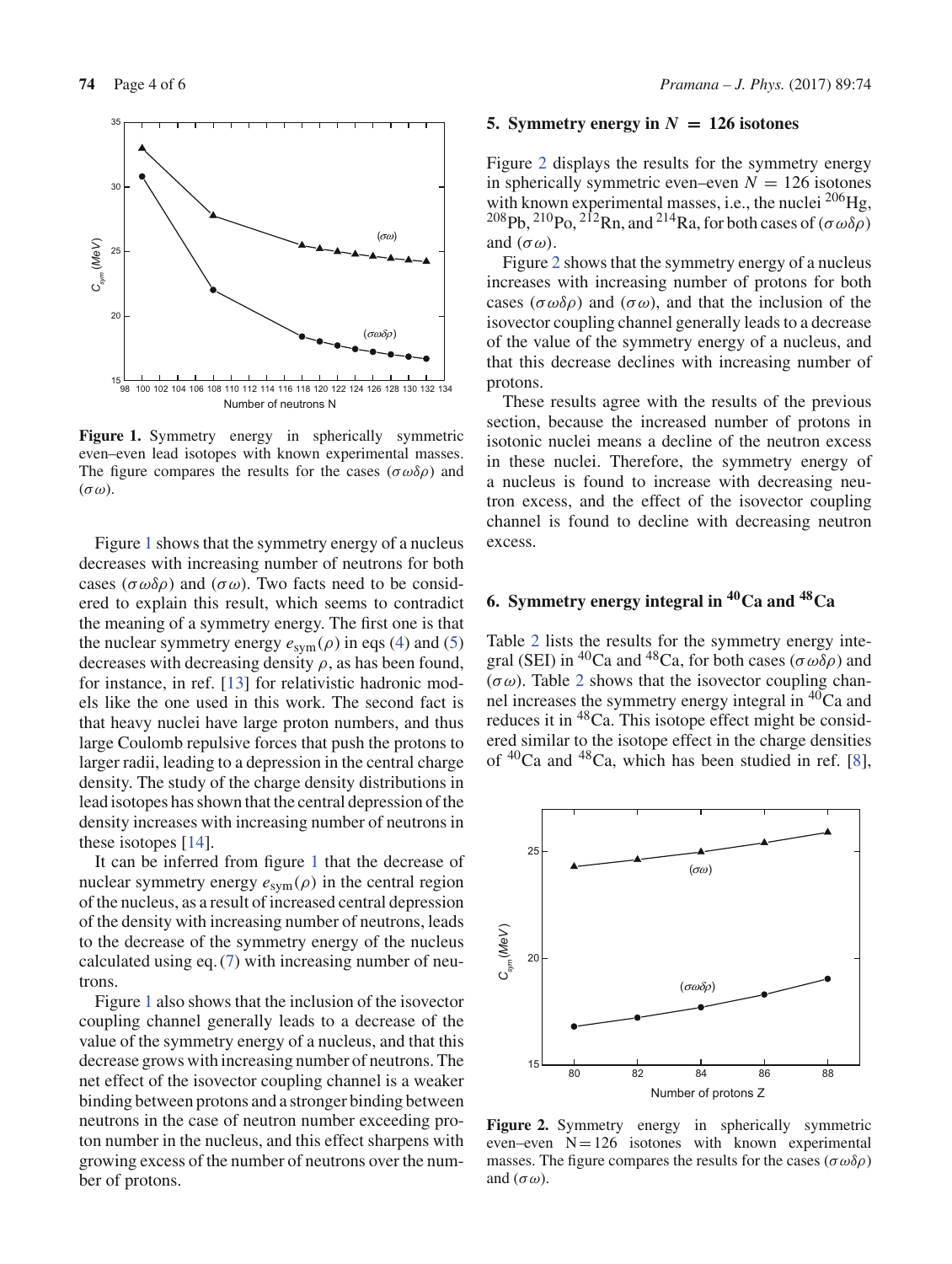**Figure 1.** Symmetry energy in spherically symmetric even–even lead isotopes with known experimental masses. The figure compares the results for the cases $(\sigma\omega\delta\rho)$ and $(\sigma\omega)$.

Figure 1 shows that the symmetry energy of a nucleus decreases with increasing number of neutrons for both cases $(\sigma\omega\delta\rho)$ and $(\sigma\omega)$. Two facts need to be considered to explain this result, which seems to contradict the meaning of a symmetry energy. The first one is that the nuclear symmetry energy $e_{\text{sym}}(\rho)$ in eqs (4) and (5) decreases with decreasing density $\rho$, as has been found, for instance, in ref. [13] for relativistic hadronic models like the one used in this work. The second fact is that heavy nuclei have large proton numbers, and thus large Coulomb repulsive forces that push the protons to larger radii, leading to a depression in the central charge density. The study of the charge density distributions in lead isotopes has shown that the central depression of the density increases with increasing number of neutrons in these isotopes [14].

It can be inferred from figure 1 that the decrease of nuclear symmetry energy $e_{\text{sym}}(\rho)$ in the central region of the nucleus, as a result of increased central depression of the density with increasing number of neutrons, leads to the decrease of the symmetry energy of the nucleus calculated using eq. (7) with increasing number of neutrons.

Figure 1 also shows that the inclusion of the isovector coupling channel generally leads to a decrease of the value of the symmetry energy of a nucleus, and that this decrease grows with increasing number of neutrons. The net effect of the isovector coupling channel is a weaker binding between protons and a stronger binding between neutrons in the case of neutron number exceeding proton number in the nucleus, and this effect sharpens with growing excess of the number of neutrons over the number of protons.

## 5. Symmetry energy in $N = 126$ isotones

Figure 2 displays the results for the symmetry energy in spherically symmetric even–even $N = 126$ isotones with known experimental masses, i.e., the nuclei $^{206}$Hg, $^{208}$Pb, $^{210}$Po, $^{212}$Rn, and $^{214}$Ra, for both cases of $(\sigma\omega\delta\rho)$ and $(\sigma\omega)$.

Figure 2 shows that the symmetry energy of a nucleus increases with increasing number of protons for both cases $(\sigma\omega\delta\rho)$ and $(\sigma\omega)$, and that the inclusion of the isovector coupling channel generally leads to a decrease of the value of the symmetry energy of a nucleus, and that this decrease declines with increasing number of protons.

These results agree with the results of the previous section, because the increased number of protons in isotonic nuclei means a decline of the neutron excess in these nuclei. Therefore, the symmetry energy of a nucleus is found to increase with decreasing neutron excess, and the effect of the isovector coupling channel is found to decline with decreasing neutron excess.

## 6. Symmetry energy integral in $^{40}$Ca and $^{48}$Ca

Table 2 lists the results for the symmetry energy integral (SEI) in $^{40}$Ca and $^{48}$Ca, for both cases $(\sigma\omega\delta\rho)$ and $(\sigma\omega)$. Table 2 shows that the isovector coupling channel increases the symmetry energy integral in $^{40}$Ca and reduces it in $^{48}$Ca. This isotope effect might be considered similar to the isotope effect in the charge densities of $^{40}$Ca and $^{48}$Ca, which has been studied in ref. [8],

**Figure 2.** Symmetry energy in spherically symmetric even–even N = 126 isotones with known experimental masses. The figure compares the results for the cases $(\sigma\omega\delta\rho)$ and $(\sigma\omega)$.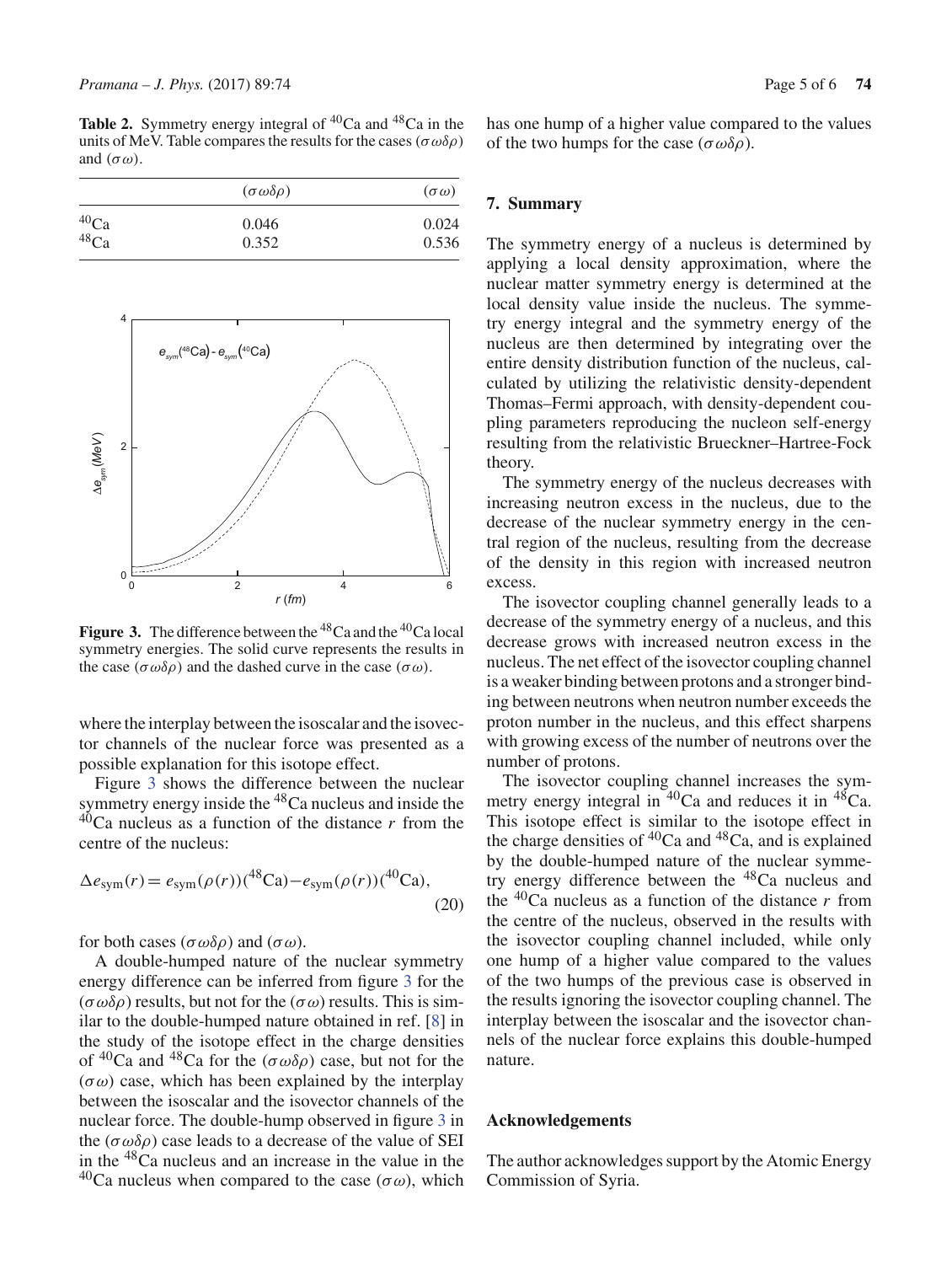**Table 2.** Symmetry energy integral of $^{40}$Ca and $^{48}$Ca in the units of MeV. Table compares the results for the cases $(\sigma\omega\delta\rho)$ and $(\sigma\omega)$.

| | $(\sigma\omega\delta\rho)$ | $(\sigma\omega)$ |
|---|---|---|
| $^{40}$Ca | 0.046 | 0.024 |
| $^{48}$Ca | 0.352 | 0.536 |

**Figure 3.** The difference between the $^{48}$Ca and the $^{40}$Ca local symmetry energies. The solid curve represents the results in the case $(\sigma\omega\delta\rho)$ and the dashed curve in the case $(\sigma\omega)$.

where the interplay between the isoscalar and the isovector channels of the nuclear force was presented as a possible explanation for this isotope effect.

Figure 3 shows the difference between the nuclear symmetry energy inside the $^{48}$Ca nucleus and inside the $^{40}$Ca nucleus as a function of the distance $r$ from the centre of the nucleus:

$$\Delta e_{\text{sym}}(r) = e_{\text{sym}}(\rho(r))(^{48}\text{Ca}) - e_{\text{sym}}(\rho(r))(^{40}\text{Ca}), \tag{20}$$

for both cases $(\sigma\omega\delta\rho)$ and $(\sigma\omega)$.

A double-humped nature of the nuclear symmetry energy difference can be inferred from figure 3 for the $(\sigma\omega\delta\rho)$ results, but not for the $(\sigma\omega)$ results. This is similar to the double-humped nature obtained in ref. [8] in the study of the isotope effect in the charge densities of $^{40}$Ca and $^{48}$Ca for the $(\sigma\omega\delta\rho)$ case, but not for the $(\sigma\omega)$ case, which has been explained by the interplay between the isoscalar and the isovector channels of the nuclear force. The double-hump observed in figure 3 in the $(\sigma\omega\delta\rho)$ case leads to a decrease of the value of SEI in the $^{48}$Ca nucleus and an increase in the value in the $^{40}$Ca nucleus when compared to the case $(\sigma\omega)$, which has one hump of a higher value compared to the values of the two humps for the case $(\sigma\omega\delta\rho)$.

## 7. Summary

The symmetry energy of a nucleus is determined by applying a local density approximation, where the nuclear matter symmetry energy is determined at the local density value inside the nucleus. The symmetry energy integral and the symmetry energy of the nucleus are then determined by integrating over the entire density distribution function of the nucleus, calculated by utilizing the relativistic density-dependent Thomas–Fermi approach, with density-dependent coupling parameters reproducing the nucleon self-energy resulting from the relativistic Brueckner–Hartree-Fock theory.

The symmetry energy of the nucleus decreases with increasing neutron excess in the nucleus, due to the decrease of the nuclear symmetry energy in the central region of the nucleus, resulting from the decrease of the density in this region with increased neutron excess.

The isovector coupling channel generally leads to a decrease of the symmetry energy of a nucleus, and this decrease grows with increased neutron excess in the nucleus. The net effect of the isovector coupling channel is a weaker binding between protons and a stronger binding between neutrons when neutron number exceeds the proton number in the nucleus, and this effect sharpens with growing excess of the number of neutrons over the number of protons.

The isovector coupling channel increases the symmetry energy integral in $^{40}$Ca and reduces it in $^{48}$Ca. This isotope effect is similar to the isotope effect in the charge densities of $^{40}$Ca and $^{48}$Ca, and is explained by the double-humped nature of the nuclear symmetry energy difference between the $^{48}$Ca nucleus and the $^{40}$Ca nucleus as a function of the distance $r$ from the centre of the nucleus, observed in the results with the isovector coupling channel included, while only one hump of a higher value compared to the values of the two humps of the previous case is observed in the results ignoring the isovector coupling channel. The interplay between the isoscalar and the isovector channels of the nuclear force explains this double-humped nature.

## Acknowledgements

The author acknowledges support by the Atomic Energy Commission of Syria.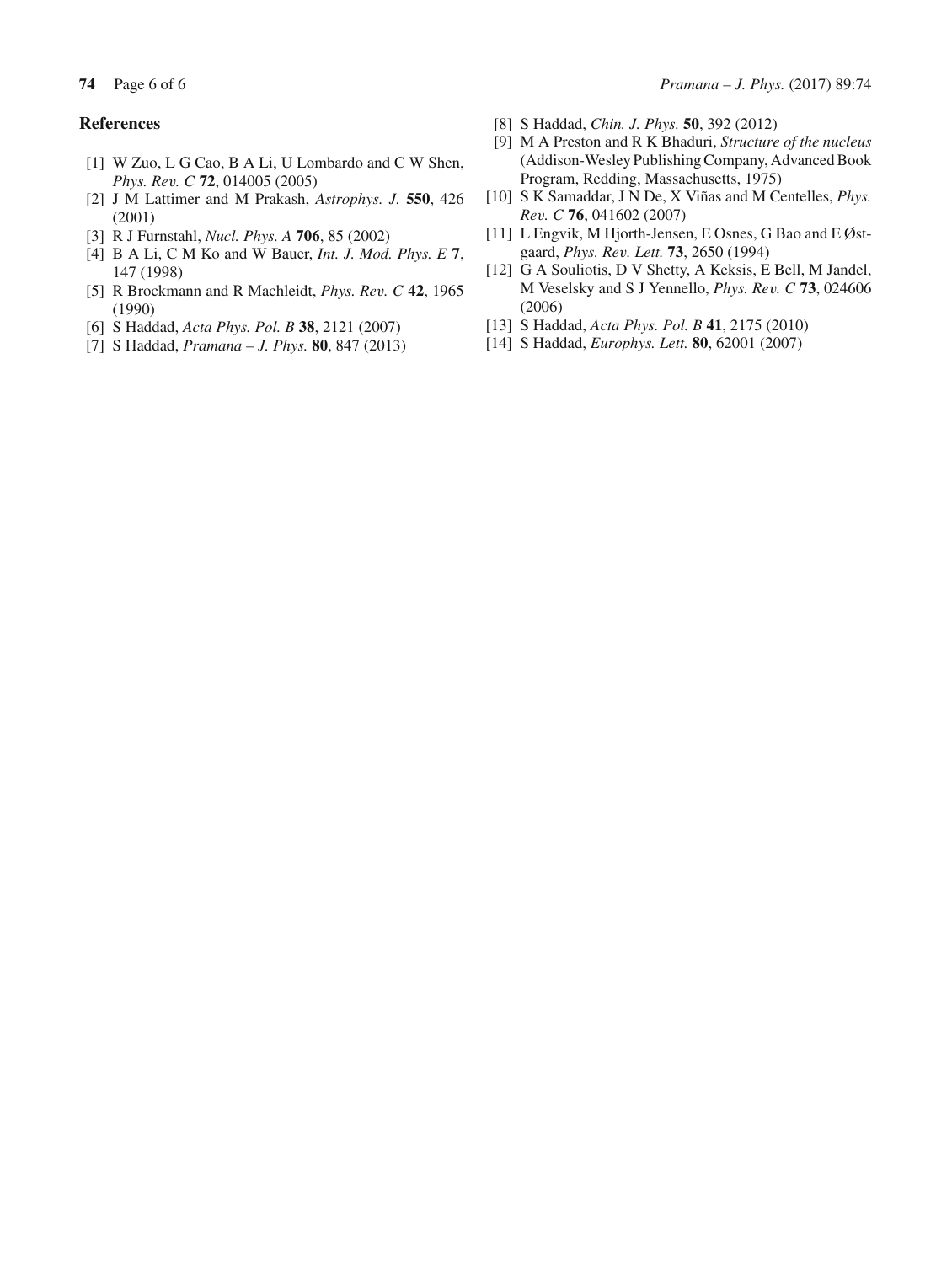## References

[1] W Zuo, L G Cao, B A Li, U Lombardo and C W Shen, *Phys. Rev. C* **72**, 014005 (2005)

[2] J M Lattimer and M Prakash, *Astrophys. J.* **550**, 426 (2001)

[3] R J Furnstahl, *Nucl. Phys. A* **706**, 85 (2002)

[4] B A Li, C M Ko and W Bauer, *Int. J. Mod. Phys. E* **7**, 147 (1998)

[5] R Brockmann and R Machleidt, *Phys. Rev. C* **42**, 1965 (1990)

[6] S Haddad, *Acta Phys. Pol. B* **38**, 2121 (2007)

[7] S Haddad, *Pramana – J. Phys.* **80**, 847 (2013)

[8] S Haddad, *Chin. J. Phys.* **50**, 392 (2012)

[9] M A Preston and R K Bhaduri, *Structure of the nucleus* (Addison-Wesley Publishing Company, Advanced Book Program, Redding, Massachusetts, 1975)

[10] S K Samaddar, J N De, X Viñas and M Centelles, *Phys. Rev. C* **76**, 041602 (2007)

[11] L Engvik, M Hjorth-Jensen, E Osnes, G Bao and E Østgaard, *Phys. Rev. Lett.* **73**, 2650 (1994)

[12] G A Souliotis, D V Shetty, A Keksis, E Bell, M Jandel, M Veselsky and S J Yennello, *Phys. Rev. C* **73**, 024606 (2006)

[13] S Haddad, *Acta Phys. Pol. B* **41**, 2175 (2010)

[14] S Haddad, *Europhys. Lett.* **80**, 62001 (2007)